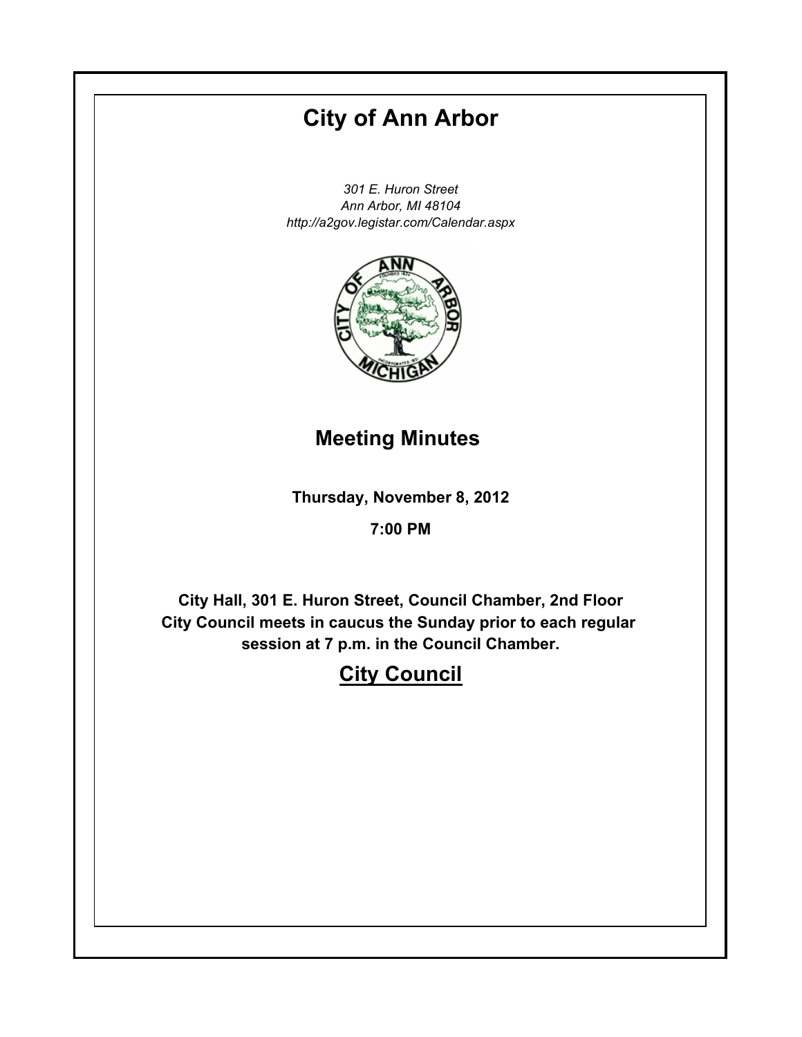# City of Ann Arbor

*301 E. Huron Street*
*Ann Arbor, MI 48104*
*http://a2gov.legistar.com/Calendar.aspx*

## Meeting Minutes

**Thursday, November 8, 2012**

**7:00 PM**

**City Hall, 301 E. Huron Street, Council Chamber, 2nd Floor**
**City Council meets in caucus the Sunday prior to each regular session at 7 p.m. in the Council Chamber.**

## City Council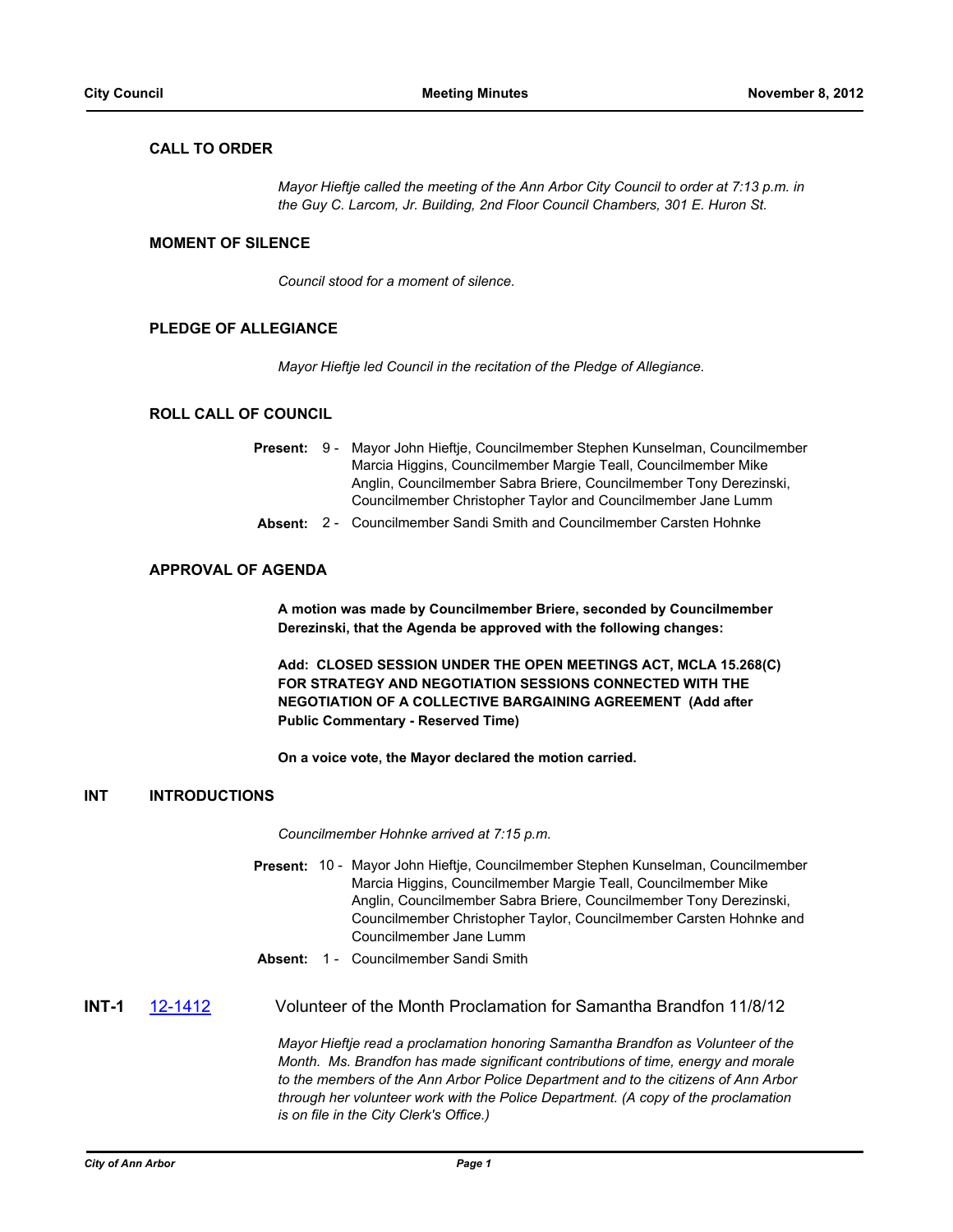## CALL TO ORDER

*Mayor Hieftje called the meeting of the Ann Arbor City Council to order at 7:13 p.m. in the Guy C. Larcom, Jr. Building, 2nd Floor Council Chambers, 301 E. Huron St.*

## MOMENT OF SILENCE

*Council stood for a moment of silence.*

## PLEDGE OF ALLEGIANCE

*Mayor Hieftje led Council in the recitation of the Pledge of Allegiance.*

## ROLL CALL OF COUNCIL

**Present:** 9 - Mayor John Hieftje, Councilmember Stephen Kunselman, Councilmember Marcia Higgins, Councilmember Margie Teall, Councilmember Mike Anglin, Councilmember Sabra Briere, Councilmember Tony Derezinski, Councilmember Christopher Taylor and Councilmember Jane Lumm

**Absent:** 2 - Councilmember Sandi Smith and Councilmember Carsten Hohnke

## APPROVAL OF AGENDA

**A motion was made by Councilmember Briere, seconded by Councilmember Derezinski, that the Agenda be approved with the following changes:**

**Add: CLOSED SESSION UNDER THE OPEN MEETINGS ACT, MCLA 15.268(C) FOR STRATEGY AND NEGOTIATION SESSIONS CONNECTED WITH THE NEGOTIATION OF A COLLECTIVE BARGAINING AGREEMENT (Add after Public Commentary - Reserved Time)**

**On a voice vote, the Mayor declared the motion carried.**

## INT INTRODUCTIONS

*Councilmember Hohnke arrived at 7:15 p.m.*

**Present:** 10 - Mayor John Hieftje, Councilmember Stephen Kunselman, Councilmember Marcia Higgins, Councilmember Margie Teall, Councilmember Mike Anglin, Councilmember Sabra Briere, Councilmember Tony Derezinski, Councilmember Christopher Taylor, Councilmember Carsten Hohnke and Councilmember Jane Lumm

**Absent:** 1 - Councilmember Sandi Smith

### INT-1 12-1412 Volunteer of the Month Proclamation for Samantha Brandfon 11/8/12

*Mayor Hieftje read a proclamation honoring Samantha Brandfon as Volunteer of the Month. Ms. Brandfon has made significant contributions of time, energy and morale to the members of the Ann Arbor Police Department and to the citizens of Ann Arbor through her volunteer work with the Police Department. (A copy of the proclamation is on file in the City Clerk's Office.)*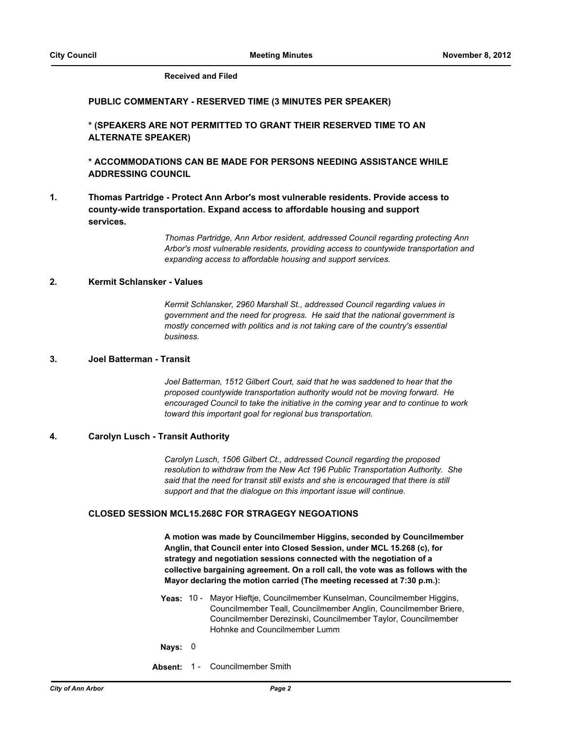**Received and Filed**

## PUBLIC COMMENTARY - RESERVED TIME (3 MINUTES PER SPEAKER)

**\* (SPEAKERS ARE NOT PERMITTED TO GRANT THEIR RESERVED TIME TO AN ALTERNATE SPEAKER)**

**\* ACCOMMODATIONS CAN BE MADE FOR PERSONS NEEDING ASSISTANCE WHILE ADDRESSING COUNCIL**

**1. Thomas Partridge - Protect Ann Arbor's most vulnerable residents. Provide access to county-wide transportation. Expand access to affordable housing and support services.**

*Thomas Partridge, Ann Arbor resident, addressed Council regarding protecting Ann Arbor's most vulnerable residents, providing access to countywide transportation and expanding access to affordable housing and support services.*

**2. Kermit Schlansker - Values**

*Kermit Schlansker, 2960 Marshall St., addressed Council regarding values in government and the need for progress. He said that the national government is mostly concerned with politics and is not taking care of the country's essential business.*

**3. Joel Batterman - Transit**

*Joel Batterman, 1512 Gilbert Court, said that he was saddened to hear that the proposed countywide transportation authority would not be moving forward. He encouraged Council to take the initiative in the coming year and to continue to work toward this important goal for regional bus transportation.*

**4. Carolyn Lusch - Transit Authority**

*Carolyn Lusch, 1506 Gilbert Ct., addressed Council regarding the proposed resolution to withdraw from the New Act 196 Public Transportation Authority. She said that the need for transit still exists and she is encouraged that there is still support and that the dialogue on this important issue will continue.*

## CLOSED SESSION MCL15.268C FOR STRAGEGY NEGOATIONS

**A motion was made by Councilmember Higgins, seconded by Councilmember Anglin, that Council enter into Closed Session, under MCL 15.268 (c), for strategy and negotiation sessions connected with the negotiation of a collective bargaining agreement. On a roll call, the vote was as follows with the Mayor declaring the motion carried (The meeting recessed at 7:30 p.m.):**

**Yeas:** 10 - Mayor Hieftje, Councilmember Kunselman, Councilmember Higgins, Councilmember Teall, Councilmember Anglin, Councilmember Briere, Councilmember Derezinski, Councilmember Taylor, Councilmember Hohnke and Councilmember Lumm

**Nays:** 0

**Absent:** 1 - Councilmember Smith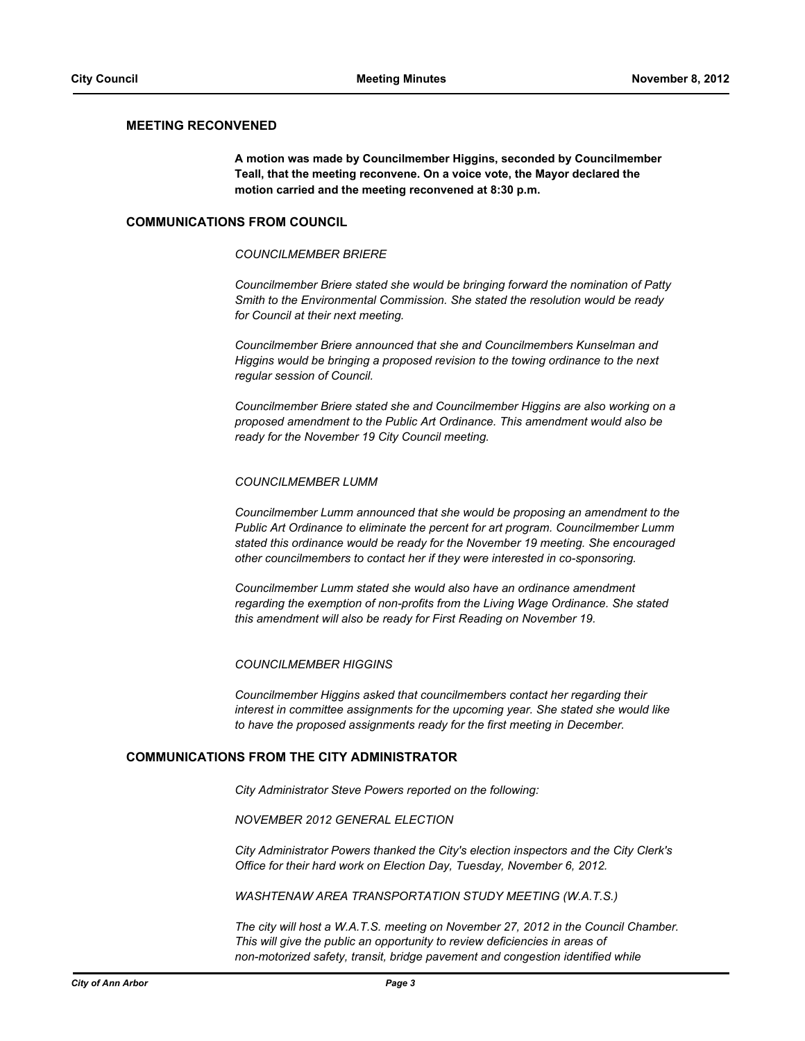## MEETING RECONVENED

**A motion was made by Councilmember Higgins, seconded by Councilmember Teall, that the meeting reconvene. On a voice vote, the Mayor declared the motion carried and the meeting reconvened at 8:30 p.m.**

## COMMUNICATIONS FROM COUNCIL

*COUNCILMEMBER BRIERE*

*Councilmember Briere stated she would be bringing forward the nomination of Patty Smith to the Environmental Commission. She stated the resolution would be ready for Council at their next meeting.*

*Councilmember Briere announced that she and Councilmembers Kunselman and Higgins would be bringing a proposed revision to the towing ordinance to the next regular session of Council.*

*Councilmember Briere stated she and Councilmember Higgins are also working on a proposed amendment to the Public Art Ordinance. This amendment would also be ready for the November 19 City Council meeting.*

*COUNCILMEMBER LUMM*

*Councilmember Lumm announced that she would be proposing an amendment to the Public Art Ordinance to eliminate the percent for art program. Councilmember Lumm stated this ordinance would be ready for the November 19 meeting. She encouraged other councilmembers to contact her if they were interested in co-sponsoring.*

*Councilmember Lumm stated she would also have an ordinance amendment regarding the exemption of non-profits from the Living Wage Ordinance. She stated this amendment will also be ready for First Reading on November 19.*

*COUNCILMEMBER HIGGINS*

*Councilmember Higgins asked that councilmembers contact her regarding their interest in committee assignments for the upcoming year. She stated she would like to have the proposed assignments ready for the first meeting in December.*

## COMMUNICATIONS FROM THE CITY ADMINISTRATOR

*City Administrator Steve Powers reported on the following:*

*NOVEMBER 2012 GENERAL ELECTION*

*City Administrator Powers thanked the City's election inspectors and the City Clerk's Office for their hard work on Election Day, Tuesday, November 6, 2012.*

*WASHTENAW AREA TRANSPORTATION STUDY MEETING (W.A.T.S.)*

*The city will host a W.A.T.S. meeting on November 27, 2012 in the Council Chamber. This will give the public an opportunity to review deficiencies in areas of non-motorized safety, transit, bridge pavement and congestion identified while*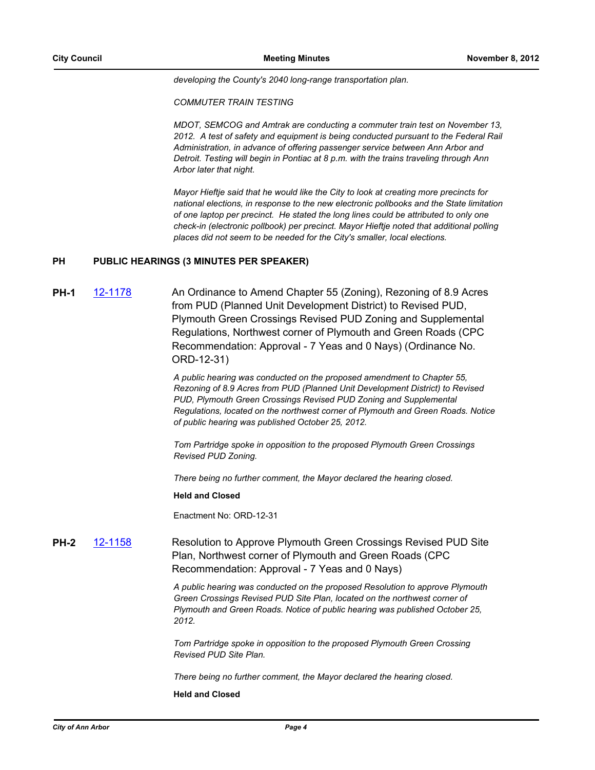*developing the County's 2040 long-range transportation plan.*

*COMMUTER TRAIN TESTING*

*MDOT, SEMCOG and Amtrak are conducting a commuter train test on November 13, 2012. A test of safety and equipment is being conducted pursuant to the Federal Rail Administration, in advance of offering passenger service between Ann Arbor and Detroit. Testing will begin in Pontiac at 8 p.m. with the trains traveling through Ann Arbor later that night.*

*Mayor Hieftje said that he would like the City to look at creating more precincts for national elections, in response to the new electronic pollbooks and the State limitation of one laptop per precinct. He stated the long lines could be attributed to only one check-in (electronic pollbook) per precinct. Mayor Hieftje noted that additional polling places did not seem to be needed for the City's smaller, local elections.*

## PH PUBLIC HEARINGS (3 MINUTES PER SPEAKER)

**PH-1** [12-1178] An Ordinance to Amend Chapter 55 (Zoning), Rezoning of 8.9 Acres from PUD (Planned Unit Development District) to Revised PUD, Plymouth Green Crossings Revised PUD Zoning and Supplemental Regulations, Northwest corner of Plymouth and Green Roads (CPC Recommendation: Approval - 7 Yeas and 0 Nays) (Ordinance No. ORD-12-31)

*A public hearing was conducted on the proposed amendment to Chapter 55, Rezoning of 8.9 Acres from PUD (Planned Unit Development District) to Revised PUD, Plymouth Green Crossings Revised PUD Zoning and Supplemental Regulations, located on the northwest corner of Plymouth and Green Roads. Notice of public hearing was published October 25, 2012.*

*Tom Partridge spoke in opposition to the proposed Plymouth Green Crossings Revised PUD Zoning.*

*There being no further comment, the Mayor declared the hearing closed.*

**Held and Closed**

Enactment No: ORD-12-31

**PH-2** [12-1158] Resolution to Approve Plymouth Green Crossings Revised PUD Site Plan, Northwest corner of Plymouth and Green Roads (CPC Recommendation: Approval - 7 Yeas and 0 Nays)

*A public hearing was conducted on the proposed Resolution to approve Plymouth Green Crossings Revised PUD Site Plan, located on the northwest corner of Plymouth and Green Roads. Notice of public hearing was published October 25, 2012.*

*Tom Partridge spoke in opposition to the proposed Plymouth Green Crossing Revised PUD Site Plan.*

*There being no further comment, the Mayor declared the hearing closed.*

**Held and Closed**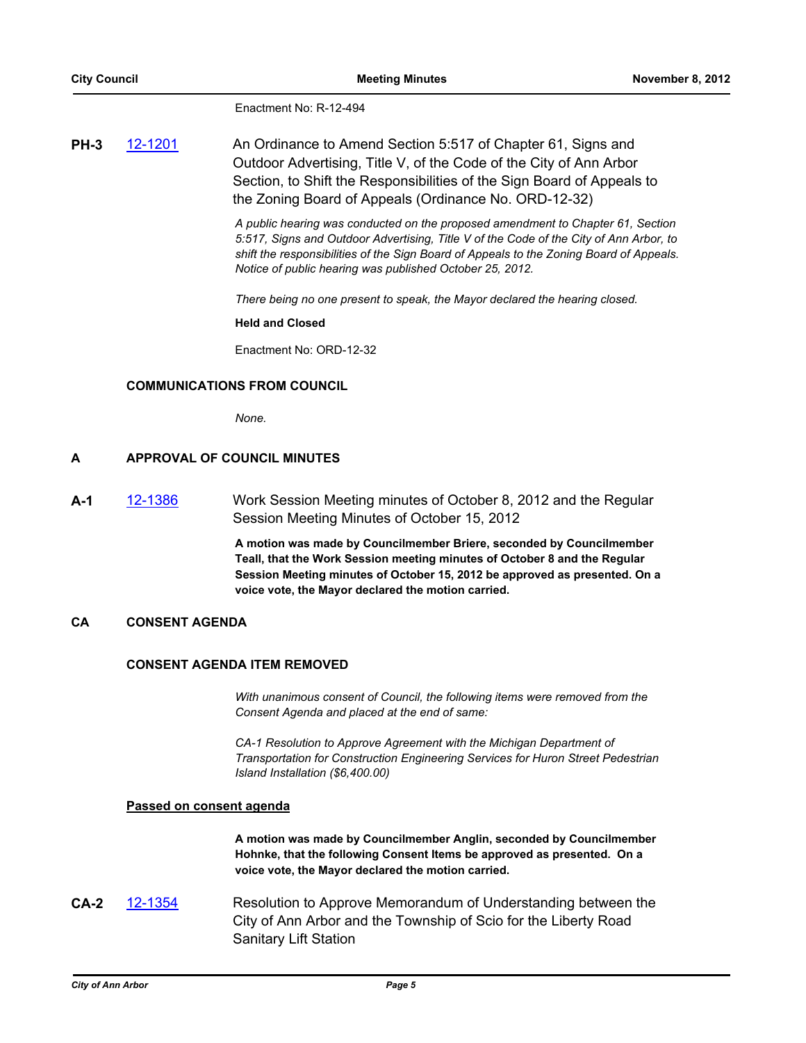Enactment No: R-12-494

**PH-3** [12-1201](12-1201) An Ordinance to Amend Section 5:517 of Chapter 61, Signs and Outdoor Advertising, Title V, of the Code of the City of Ann Arbor Section, to Shift the Responsibilities of the Sign Board of Appeals to the Zoning Board of Appeals (Ordinance No. ORD-12-32)

*A public hearing was conducted on the proposed amendment to Chapter 61, Section 5:517, Signs and Outdoor Advertising, Title V of the Code of the City of Ann Arbor, to shift the responsibilities of the Sign Board of Appeals to the Zoning Board of Appeals. Notice of public hearing was published October 25, 2012.*

*There being no one present to speak, the Mayor declared the hearing closed.*

**Held and Closed**

Enactment No: ORD-12-32

## COMMUNICATIONS FROM COUNCIL

*None.*

## A APPROVAL OF COUNCIL MINUTES

**A-1** [12-1386](12-1386) Work Session Meeting minutes of October 8, 2012 and the Regular Session Meeting Minutes of October 15, 2012

**A motion was made by Councilmember Briere, seconded by Councilmember Teall, that the Work Session meeting minutes of October 8 and the Regular Session Meeting minutes of October 15, 2012 be approved as presented. On a voice vote, the Mayor declared the motion carried.**

## CA CONSENT AGENDA

### CONSENT AGENDA ITEM REMOVED

*With unanimous consent of Council, the following items were removed from the Consent Agenda and placed at the end of same:*

*CA-1 Resolution to Approve Agreement with the Michigan Department of Transportation for Construction Engineering Services for Huron Street Pedestrian Island Installation ($6,400.00)*

### Passed on consent agenda

**A motion was made by Councilmember Anglin, seconded by Councilmember Hohnke, that the following Consent Items be approved as presented. On a voice vote, the Mayor declared the motion carried.**

**CA-2** [12-1354](12-1354) Resolution to Approve Memorandum of Understanding between the City of Ann Arbor and the Township of Scio for the Liberty Road Sanitary Lift Station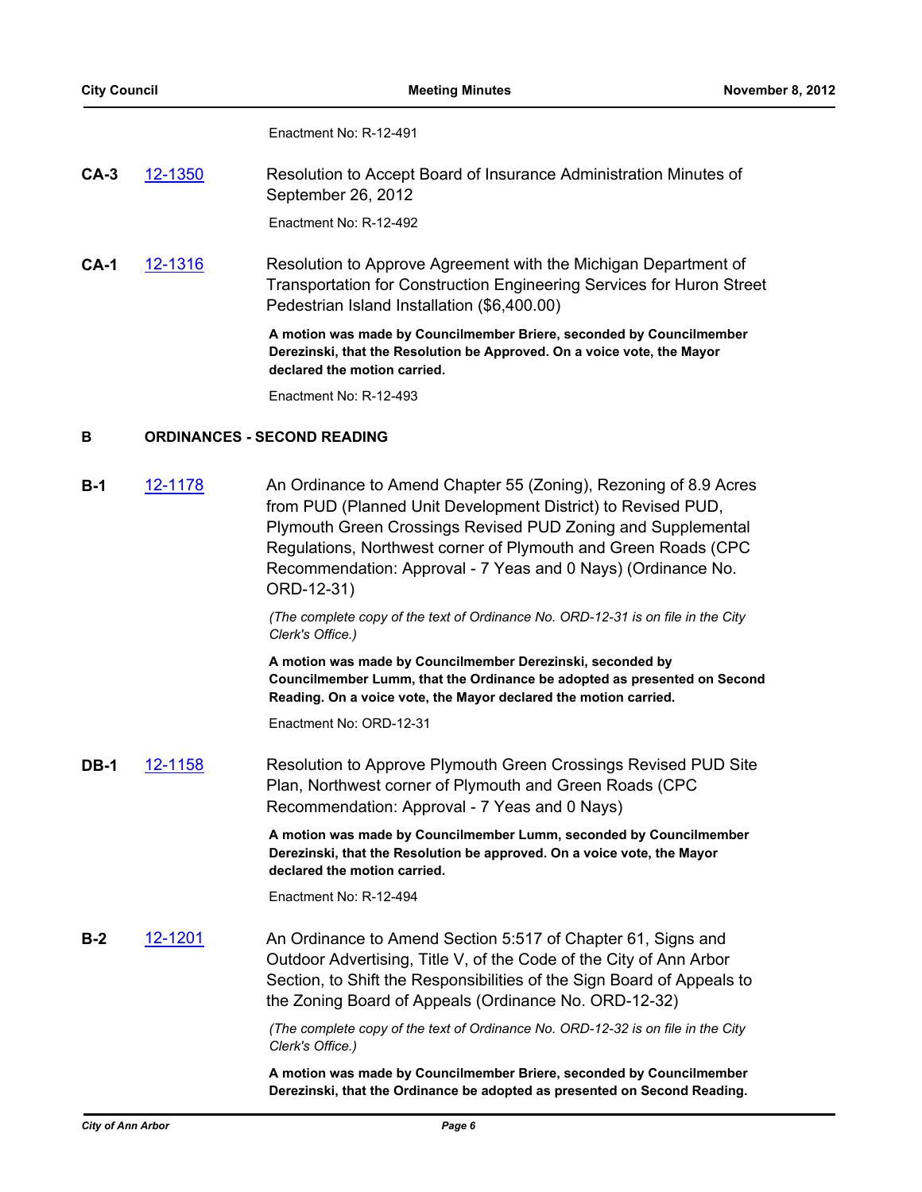Enactment No: R-12-491

**CA-3** 12-1350 Resolution to Accept Board of Insurance Administration Minutes of September 26, 2012

Enactment No: R-12-492

**CA-1** 12-1316 Resolution to Approve Agreement with the Michigan Department of Transportation for Construction Engineering Services for Huron Street Pedestrian Island Installation ($6,400.00)

**A motion was made by Councilmember Briere, seconded by Councilmember Derezinski, that the Resolution be Approved. On a voice vote, the Mayor declared the motion carried.**

Enactment No: R-12-493

## B ORDINANCES - SECOND READING

**B-1** 12-1178 An Ordinance to Amend Chapter 55 (Zoning), Rezoning of 8.9 Acres from PUD (Planned Unit Development District) to Revised PUD, Plymouth Green Crossings Revised PUD Zoning and Supplemental Regulations, Northwest corner of Plymouth and Green Roads (CPC Recommendation: Approval - 7 Yeas and 0 Nays) (Ordinance No. ORD-12-31)

*(The complete copy of the text of Ordinance No. ORD-12-31 is on file in the City Clerk's Office.)*

**A motion was made by Councilmember Derezinski, seconded by Councilmember Lumm, that the Ordinance be adopted as presented on Second Reading. On a voice vote, the Mayor declared the motion carried.**

Enactment No: ORD-12-31

**DB-1** 12-1158 Resolution to Approve Plymouth Green Crossings Revised PUD Site Plan, Northwest corner of Plymouth and Green Roads (CPC Recommendation: Approval - 7 Yeas and 0 Nays)

**A motion was made by Councilmember Lumm, seconded by Councilmember Derezinski, that the Resolution be approved. On a voice vote, the Mayor declared the motion carried.**

Enactment No: R-12-494

**B-2** 12-1201 An Ordinance to Amend Section 5:517 of Chapter 61, Signs and Outdoor Advertising, Title V, of the Code of the City of Ann Arbor Section, to Shift the Responsibilities of the Sign Board of Appeals to the Zoning Board of Appeals (Ordinance No. ORD-12-32)

*(The complete copy of the text of Ordinance No. ORD-12-32 is on file in the City Clerk's Office.)*

**A motion was made by Councilmember Briere, seconded by Councilmember Derezinski, that the Ordinance be adopted as presented on Second Reading.**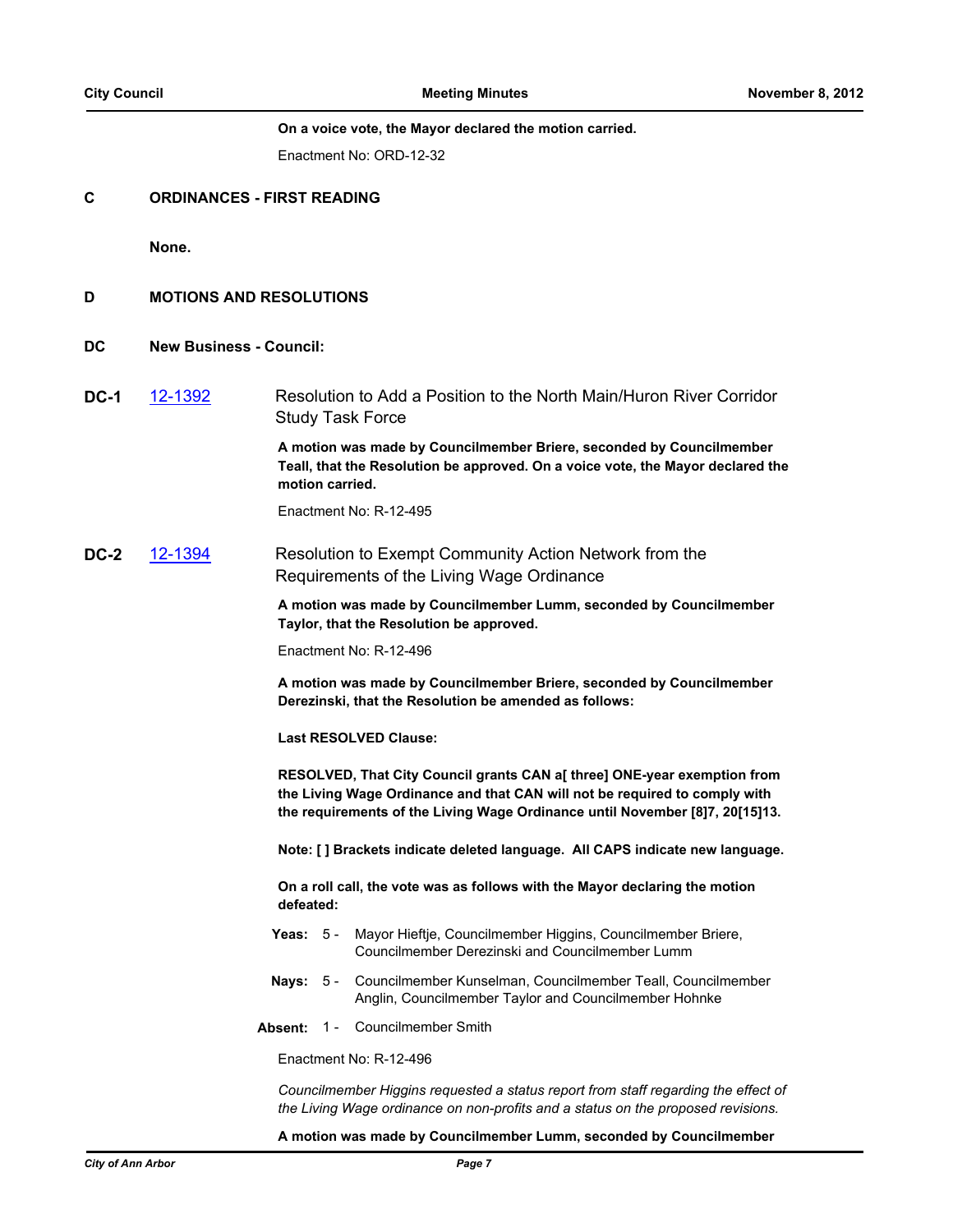**On a voice vote, the Mayor declared the motion carried.**

Enactment No: ORD-12-32

## C ORDINANCES - FIRST READING

**None.**

## D MOTIONS AND RESOLUTIONS

## DC New Business - Council:

### DC-1 12-1392 Resolution to Add a Position to the North Main/Huron River Corridor Study Task Force

**A motion was made by Councilmember Briere, seconded by Councilmember Teall, that the Resolution be approved. On a voice vote, the Mayor declared the motion carried.**

Enactment No: R-12-495

### DC-2 12-1394 Resolution to Exempt Community Action Network from the Requirements of the Living Wage Ordinance

**A motion was made by Councilmember Lumm, seconded by Councilmember Taylor, that the Resolution be approved.**

Enactment No: R-12-496

**A motion was made by Councilmember Briere, seconded by Councilmember Derezinski, that the Resolution be amended as follows:**

**Last RESOLVED Clause:**

**RESOLVED, That City Council grants CAN a[ three] ONE-year exemption from the Living Wage Ordinance and that CAN will not be required to comply with the requirements of the Living Wage Ordinance until November [8]7, 20[15]13.**

**Note: [ ] Brackets indicate deleted language. All CAPS indicate new language.**

**On a roll call, the vote was as follows with the Mayor declaring the motion defeated:**

**Yeas:** 5 - Mayor Hieftje, Councilmember Higgins, Councilmember Briere, Councilmember Derezinski and Councilmember Lumm

**Nays:** 5 - Councilmember Kunselman, Councilmember Teall, Councilmember Anglin, Councilmember Taylor and Councilmember Hohnke

**Absent:** 1 - Councilmember Smith

Enactment No: R-12-496

*Councilmember Higgins requested a status report from staff regarding the effect of the Living Wage ordinance on non-profits and a status on the proposed revisions.*

**A motion was made by Councilmember Lumm, seconded by Councilmember**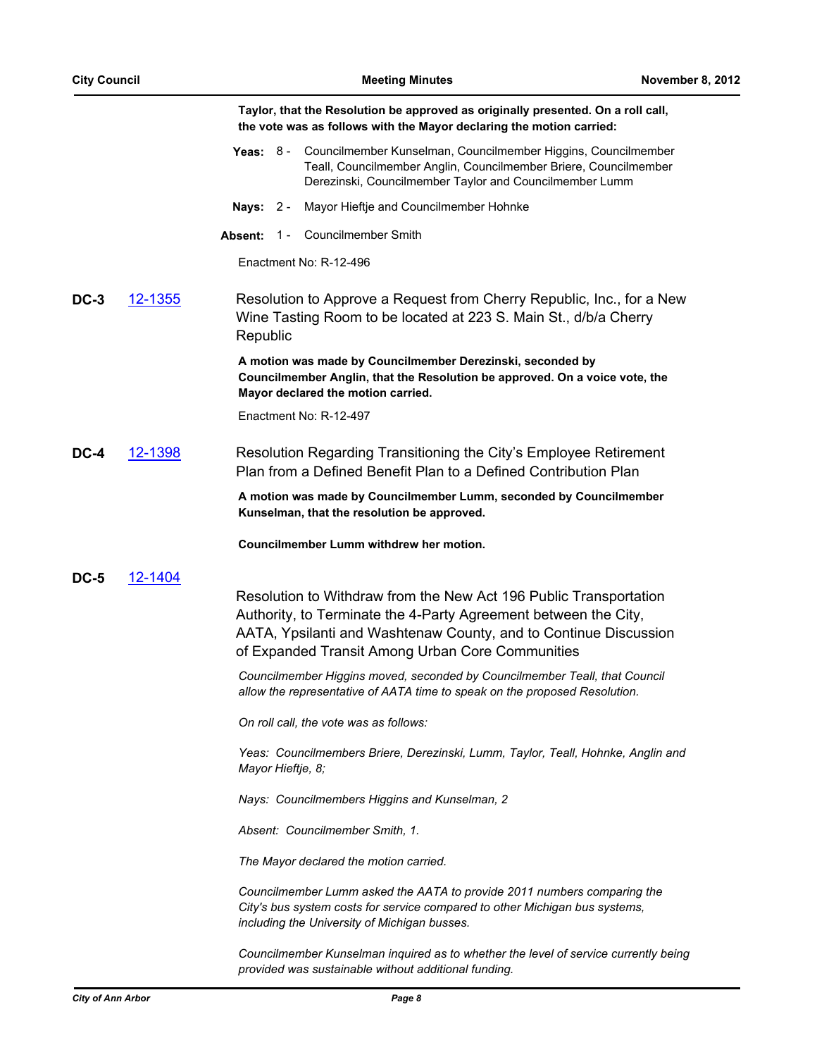**Taylor, that the Resolution be approved as originally presented. On a roll call, the vote was as follows with the Mayor declaring the motion carried:**

**Yeas:** 8 - Councilmember Kunselman, Councilmember Higgins, Councilmember Teall, Councilmember Anglin, Councilmember Briere, Councilmember Derezinski, Councilmember Taylor and Councilmember Lumm

**Nays:** 2 - Mayor Hieftje and Councilmember Hohnke

**Absent:** 1 - Councilmember Smith

Enactment No: R-12-496

**DC-3** [12-1355](12-1355) Resolution to Approve a Request from Cherry Republic, Inc., for a New Wine Tasting Room to be located at 223 S. Main St., d/b/a Cherry Republic

**A motion was made by Councilmember Derezinski, seconded by Councilmember Anglin, that the Resolution be approved. On a voice vote, the Mayor declared the motion carried.**

Enactment No: R-12-497

**DC-4** [12-1398](12-1398) Resolution Regarding Transitioning the City's Employee Retirement Plan from a Defined Benefit Plan to a Defined Contribution Plan

**A motion was made by Councilmember Lumm, seconded by Councilmember Kunselman, that the resolution be approved.**

**Councilmember Lumm withdrew her motion.**

**DC-5** [12-1404](12-1404) Resolution to Withdraw from the New Act 196 Public Transportation Authority, to Terminate the 4-Party Agreement between the City, AATA, Ypsilanti and Washtenaw County, and to Continue Discussion of Expanded Transit Among Urban Core Communities

*Councilmember Higgins moved, seconded by Councilmember Teall, that Council allow the representative of AATA time to speak on the proposed Resolution.*

*On roll call, the vote was as follows:*

*Yeas: Councilmembers Briere, Derezinski, Lumm, Taylor, Teall, Hohnke, Anglin and Mayor Hieftje, 8;*

*Nays: Councilmembers Higgins and Kunselman, 2*

*Absent: Councilmember Smith, 1.*

*The Mayor declared the motion carried.*

*Councilmember Lumm asked the AATA to provide 2011 numbers comparing the City's bus system costs for service compared to other Michigan bus systems, including the University of Michigan busses.*

*Councilmember Kunselman inquired as to whether the level of service currently being provided was sustainable without additional funding.*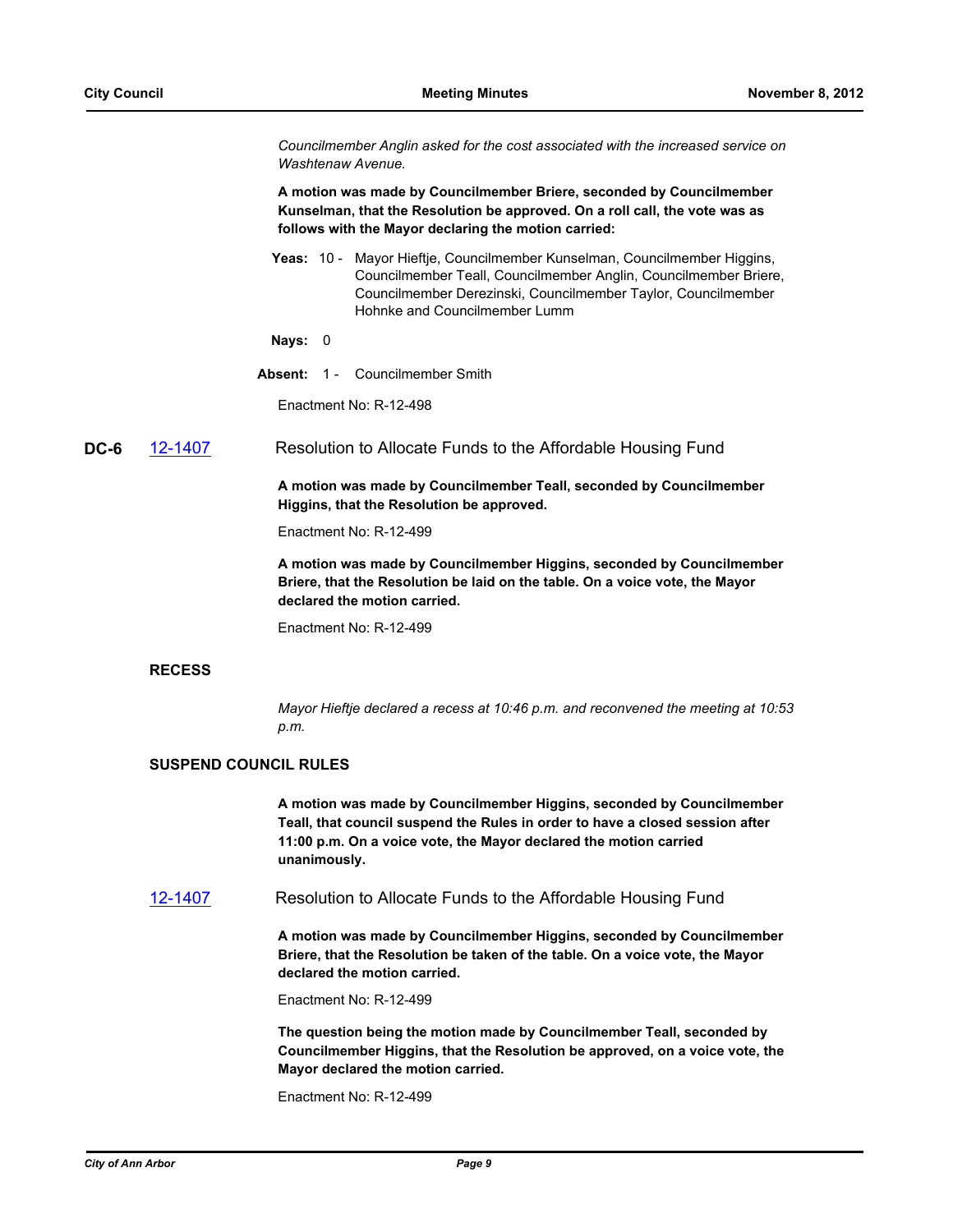*Councilmember Anglin asked for the cost associated with the increased service on Washtenaw Avenue.*

**A motion was made by Councilmember Briere, seconded by Councilmember Kunselman, that the Resolution be approved. On a roll call, the vote was as follows with the Mayor declaring the motion carried:**

**Yeas:** 10 - Mayor Hieftje, Councilmember Kunselman, Councilmember Higgins, Councilmember Teall, Councilmember Anglin, Councilmember Briere, Councilmember Derezinski, Councilmember Taylor, Councilmember Hohnke and Councilmember Lumm

**Nays:** 0

**Absent:** 1 - Councilmember Smith

Enactment No: R-12-498

**DC-6** [12-1407](12-1407) Resolution to Allocate Funds to the Affordable Housing Fund

**A motion was made by Councilmember Teall, seconded by Councilmember Higgins, that the Resolution be approved.**

Enactment No: R-12-499

**A motion was made by Councilmember Higgins, seconded by Councilmember Briere, that the Resolution be laid on the table. On a voice vote, the Mayor declared the motion carried.**

Enactment No: R-12-499

## RECESS

*Mayor Hieftje declared a recess at 10:46 p.m. and reconvened the meeting at 10:53 p.m.*

## SUSPEND COUNCIL RULES

**A motion was made by Councilmember Higgins, seconded by Councilmember Teall, that council suspend the Rules in order to have a closed session after 11:00 p.m. On a voice vote, the Mayor declared the motion carried unanimously.**

[12-1407](12-1407) Resolution to Allocate Funds to the Affordable Housing Fund

**A motion was made by Councilmember Higgins, seconded by Councilmember Briere, that the Resolution be taken of the table. On a voice vote, the Mayor declared the motion carried.**

Enactment No: R-12-499

**The question being the motion made by Councilmember Teall, seconded by Councilmember Higgins, that the Resolution be approved, on a voice vote, the Mayor declared the motion carried.**

Enactment No: R-12-499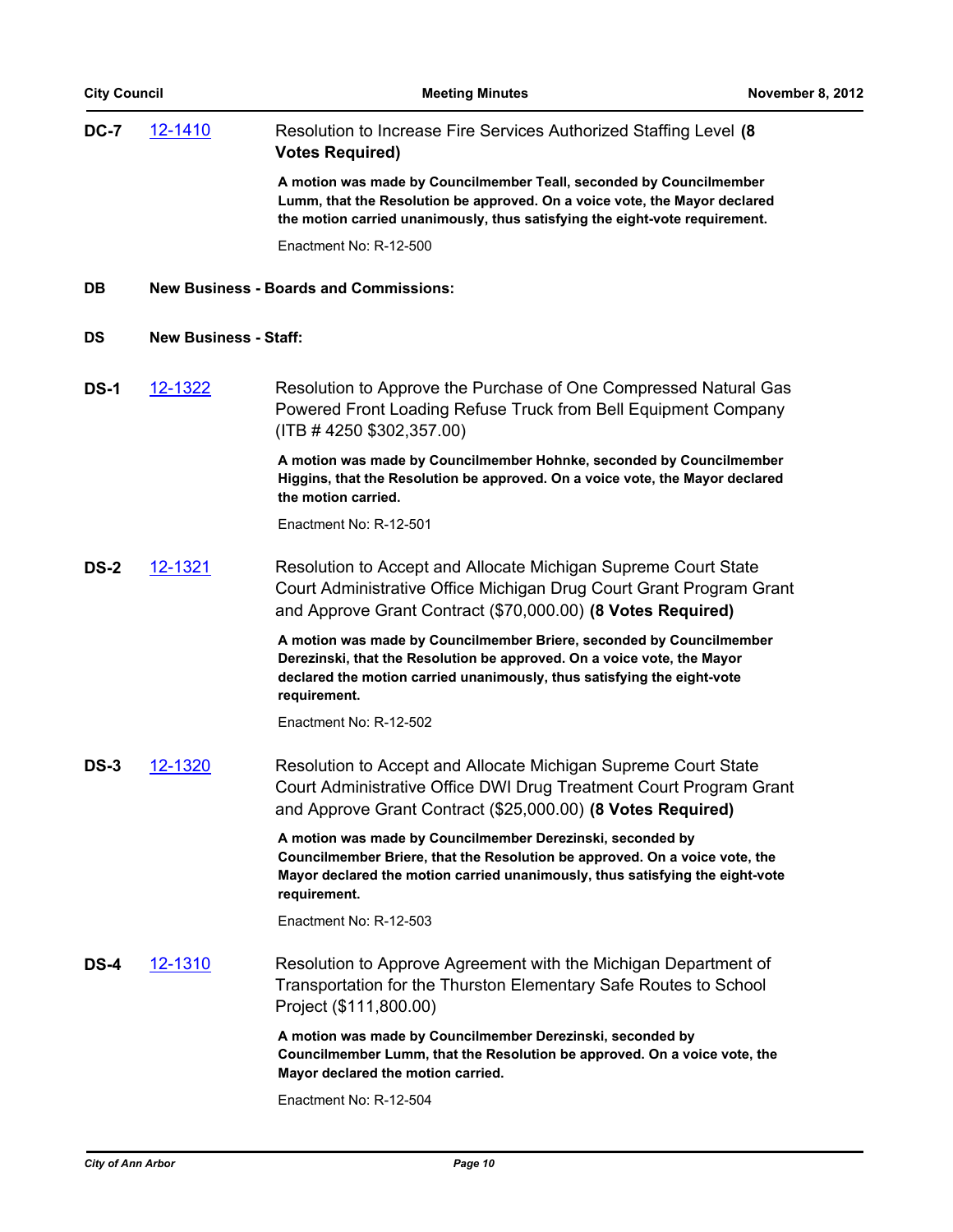**DC-7** 12-1410 Resolution to Increase Fire Services Authorized Staffing Level **(8 Votes Required)**

**A motion was made by Councilmember Teall, seconded by Councilmember Lumm, that the Resolution be approved. On a voice vote, the Mayor declared the motion carried unanimously, thus satisfying the eight-vote requirement.**

Enactment No: R-12-500

**DB New Business - Boards and Commissions:**

**DS New Business - Staff:**

**DS-1** 12-1322 Resolution to Approve the Purchase of One Compressed Natural Gas Powered Front Loading Refuse Truck from Bell Equipment Company (ITB # 4250 $302,357.00)

**A motion was made by Councilmember Hohnke, seconded by Councilmember Higgins, that the Resolution be approved. On a voice vote, the Mayor declared the motion carried.**

Enactment No: R-12-501

**DS-2** 12-1321 Resolution to Accept and Allocate Michigan Supreme Court State Court Administrative Office Michigan Drug Court Grant Program Grant and Approve Grant Contract ($70,000.00) **(8 Votes Required)**

**A motion was made by Councilmember Briere, seconded by Councilmember Derezinski, that the Resolution be approved. On a voice vote, the Mayor declared the motion carried unanimously, thus satisfying the eight-vote requirement.**

Enactment No: R-12-502

**DS-3** 12-1320 Resolution to Accept and Allocate Michigan Supreme Court State Court Administrative Office DWI Drug Treatment Court Program Grant and Approve Grant Contract ($25,000.00) **(8 Votes Required)**

**A motion was made by Councilmember Derezinski, seconded by Councilmember Briere, that the Resolution be approved. On a voice vote, the Mayor declared the motion carried unanimously, thus satisfying the eight-vote requirement.**

Enactment No: R-12-503

**DS-4** 12-1310 Resolution to Approve Agreement with the Michigan Department of Transportation for the Thurston Elementary Safe Routes to School Project ($111,800.00)

**A motion was made by Councilmember Derezinski, seconded by Councilmember Lumm, that the Resolution be approved. On a voice vote, the Mayor declared the motion carried.**

Enactment No: R-12-504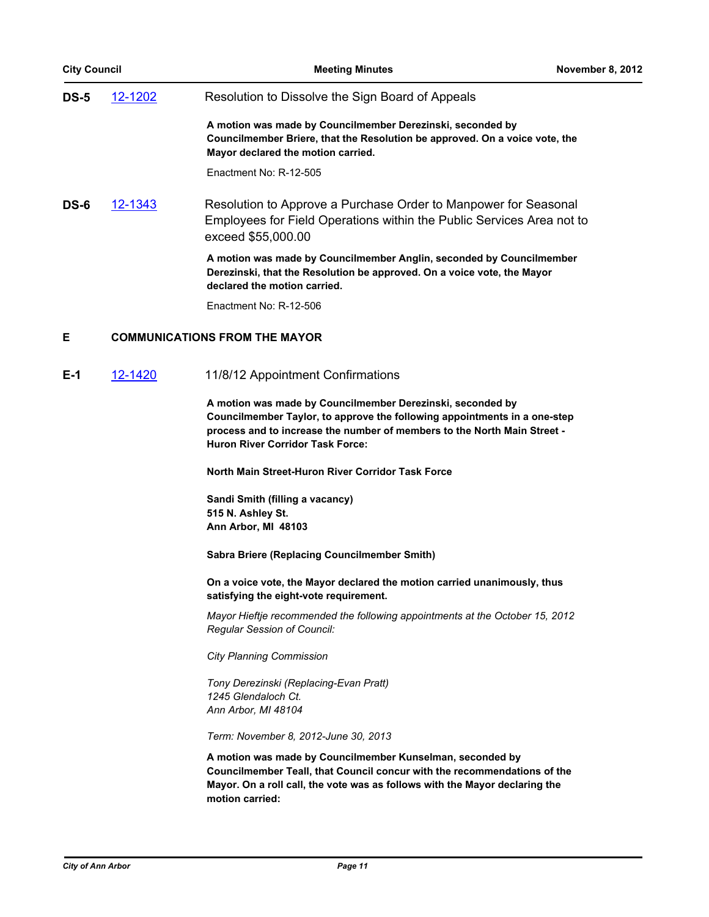**DS-5** 12-1202 Resolution to Dissolve the Sign Board of Appeals

**A motion was made by Councilmember Derezinski, seconded by Councilmember Briere, that the Resolution be approved. On a voice vote, the Mayor declared the motion carried.**

Enactment No: R-12-505

**DS-6** 12-1343 Resolution to Approve a Purchase Order to Manpower for Seasonal Employees for Field Operations within the Public Services Area not to exceed $55,000.00

**A motion was made by Councilmember Anglin, seconded by Councilmember Derezinski, that the Resolution be approved. On a voice vote, the Mayor declared the motion carried.**

Enactment No: R-12-506

## E COMMUNICATIONS FROM THE MAYOR

**E-1** 12-1420 11/8/12 Appointment Confirmations

**A motion was made by Councilmember Derezinski, seconded by Councilmember Taylor, to approve the following appointments in a one-step process and to increase the number of members to the North Main Street - Huron River Corridor Task Force:**

**North Main Street-Huron River Corridor Task Force**

**Sandi Smith (filling a vacancy)**
**515 N. Ashley St.**
**Ann Arbor, MI 48103**

**Sabra Briere (Replacing Councilmember Smith)**

**On a voice vote, the Mayor declared the motion carried unanimously, thus satisfying the eight-vote requirement.**

*Mayor Hieftje recommended the following appointments at the October 15, 2012 Regular Session of Council:*

*City Planning Commission*

*Tony Derezinski (Replacing-Evan Pratt)*
*1245 Glendaloch Ct.*
*Ann Arbor, MI 48104*

*Term: November 8, 2012-June 30, 2013*

**A motion was made by Councilmember Kunselman, seconded by Councilmember Teall, that Council concur with the recommendations of the Mayor. On a roll call, the vote was as follows with the Mayor declaring the motion carried:**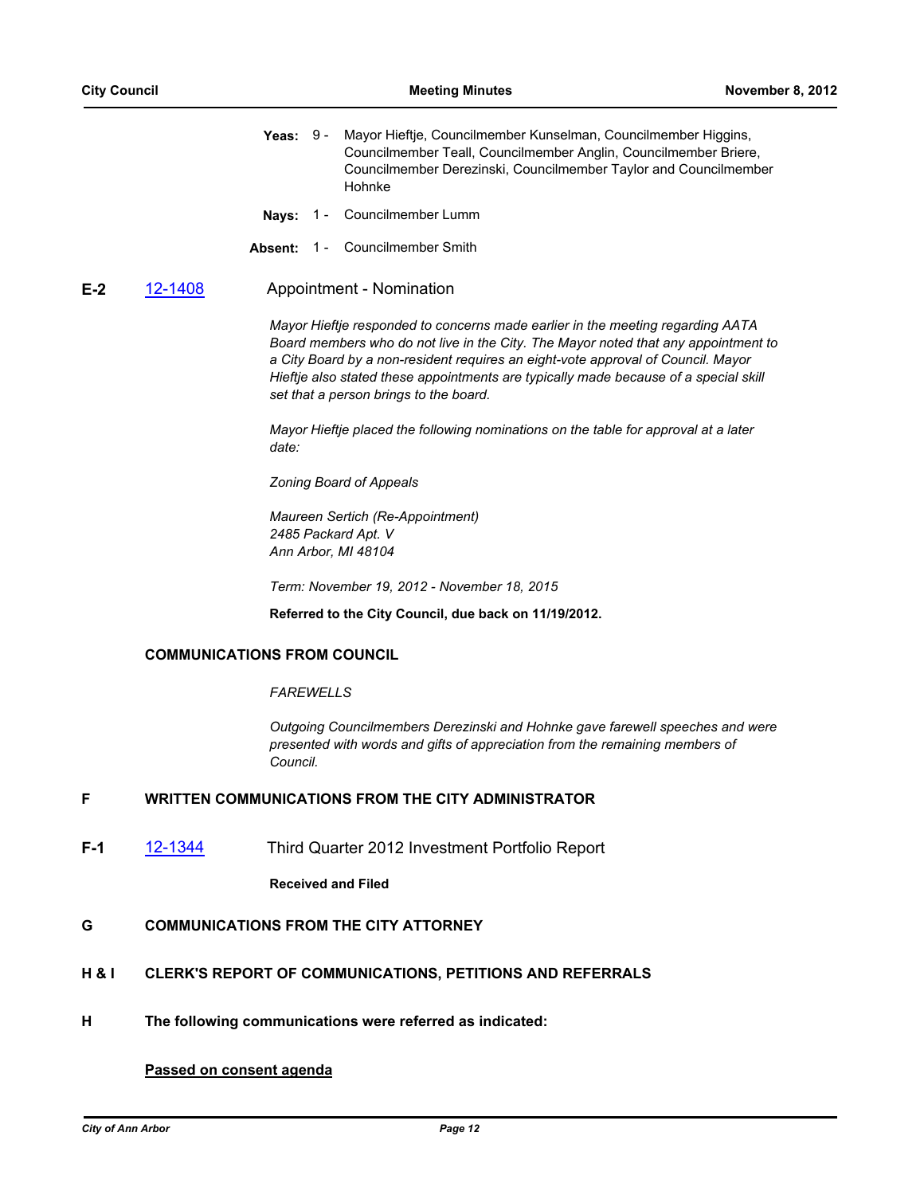**Yeas:** 9 - Mayor Hieftje, Councilmember Kunselman, Councilmember Higgins, Councilmember Teall, Councilmember Anglin, Councilmember Briere, Councilmember Derezinski, Councilmember Taylor and Councilmember Hohnke

**Nays:** 1 - Councilmember Lumm

**Absent:** 1 - Councilmember Smith

**E-2** [12-1408] Appointment - Nomination

*Mayor Hieftje responded to concerns made earlier in the meeting regarding AATA Board members who do not live in the City. The Mayor noted that any appointment to a City Board by a non-resident requires an eight-vote approval of Council. Mayor Hieftje also stated these appointments are typically made because of a special skill set that a person brings to the board.*

*Mayor Hieftje placed the following nominations on the table for approval at a later date:*

*Zoning Board of Appeals*

*Maureen Sertich (Re-Appointment)*
*2485 Packard Apt. V*
*Ann Arbor, MI 48104*

*Term: November 19, 2012 - November 18, 2015*

**Referred to the City Council, due back on 11/19/2012.**

**COMMUNICATIONS FROM COUNCIL**

*FAREWELLS*

*Outgoing Councilmembers Derezinski and Hohnke gave farewell speeches and were presented with words and gifts of appreciation from the remaining members of Council.*

## F WRITTEN COMMUNICATIONS FROM THE CITY ADMINISTRATOR

**F-1** [12-1344] Third Quarter 2012 Investment Portfolio Report

**Received and Filed**

## G COMMUNICATIONS FROM THE CITY ATTORNEY

## H & I CLERK'S REPORT OF COMMUNICATIONS, PETITIONS AND REFERRALS

## H The following communications were referred as indicated:

**Passed on consent agenda**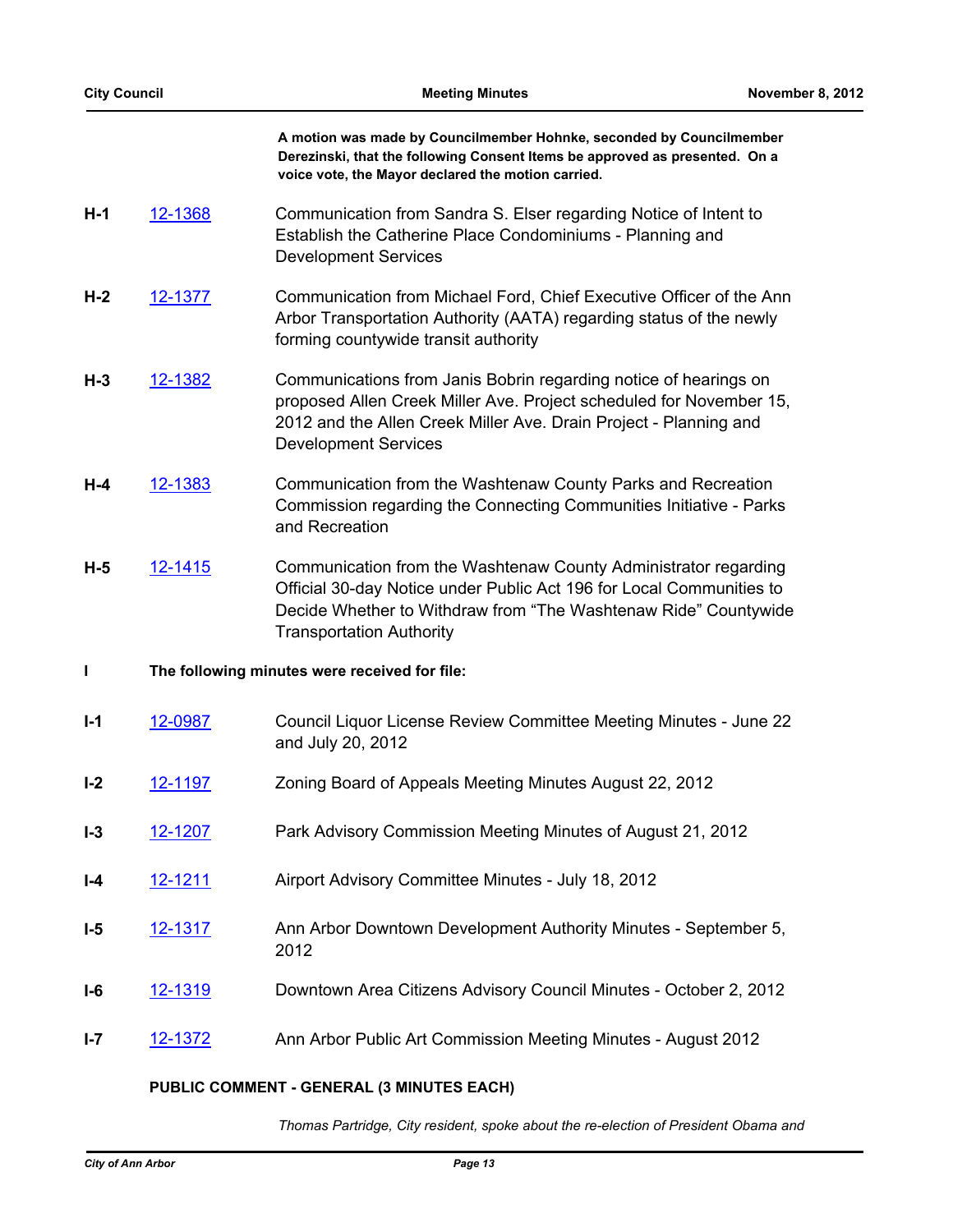**A motion was made by Councilmember Hohnke, seconded by Councilmember Derezinski, that the following Consent Items be approved as presented. On a voice vote, the Mayor declared the motion carried.**

**H-1** [12-1368](12-1368) Communication from Sandra S. Elser regarding Notice of Intent to Establish the Catherine Place Condominiums - Planning and Development Services

**H-2** [12-1377](12-1377) Communication from Michael Ford, Chief Executive Officer of the Ann Arbor Transportation Authority (AATA) regarding status of the newly forming countywide transit authority

**H-3** [12-1382](12-1382) Communications from Janis Bobrin regarding notice of hearings on proposed Allen Creek Miller Ave. Project scheduled for November 15, 2012 and the Allen Creek Miller Ave. Drain Project - Planning and Development Services

**H-4** [12-1383](12-1383) Communication from the Washtenaw County Parks and Recreation Commission regarding the Connecting Communities Initiative - Parks and Recreation

**H-5** [12-1415](12-1415) Communication from the Washtenaw County Administrator regarding Official 30-day Notice under Public Act 196 for Local Communities to Decide Whether to Withdraw from "The Washtenaw Ride" Countywide Transportation Authority

**I** **The following minutes were received for file:**

**I-1** [12-0987](12-0987) Council Liquor License Review Committee Meeting Minutes - June 22 and July 20, 2012

**I-2** [12-1197](12-1197) Zoning Board of Appeals Meeting Minutes August 22, 2012

**I-3** [12-1207](12-1207) Park Advisory Commission Meeting Minutes of August 21, 2012

**I-4** [12-1211](12-1211) Airport Advisory Committee Minutes - July 18, 2012

**I-5** [12-1317](12-1317) Ann Arbor Downtown Development Authority Minutes - September 5, 2012

**I-6** [12-1319](12-1319) Downtown Area Citizens Advisory Council Minutes - October 2, 2012

**I-7** [12-1372](12-1372) Ann Arbor Public Art Commission Meeting Minutes - August 2012

**PUBLIC COMMENT - GENERAL (3 MINUTES EACH)**

*Thomas Partridge, City resident, spoke about the re-election of President Obama and*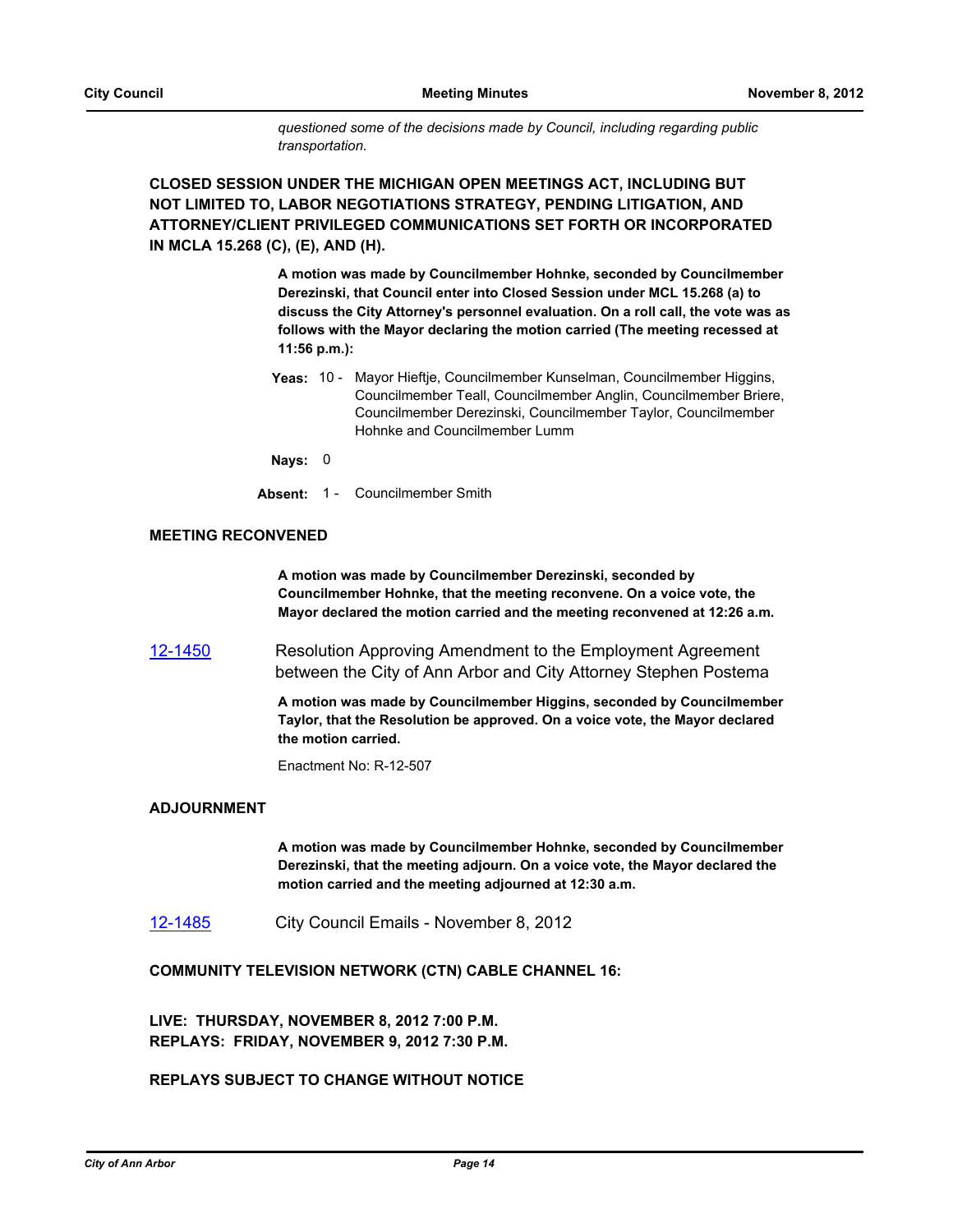*questioned some of the decisions made by Council, including regarding public transportation.*

**CLOSED SESSION UNDER THE MICHIGAN OPEN MEETINGS ACT, INCLUDING BUT NOT LIMITED TO, LABOR NEGOTIATIONS STRATEGY, PENDING LITIGATION, AND ATTORNEY/CLIENT PRIVILEGED COMMUNICATIONS SET FORTH OR INCORPORATED IN MCLA 15.268 (C), (E), AND (H).**

**A motion was made by Councilmember Hohnke, seconded by Councilmember Derezinski, that Council enter into Closed Session under MCL 15.268 (a) to discuss the City Attorney's personnel evaluation. On a roll call, the vote was as follows with the Mayor declaring the motion carried (The meeting recessed at 11:56 p.m.):**

**Yeas:** 10 - Mayor Hieftje, Councilmember Kunselman, Councilmember Higgins, Councilmember Teall, Councilmember Anglin, Councilmember Briere, Councilmember Derezinski, Councilmember Taylor, Councilmember Hohnke and Councilmember Lumm

**Nays:** 0

**Absent:** 1 - Councilmember Smith

**MEETING RECONVENED**

**A motion was made by Councilmember Derezinski, seconded by Councilmember Hohnke, that the meeting reconvene. On a voice vote, the Mayor declared the motion carried and the meeting reconvened at 12:26 a.m.**

12-1450 Resolution Approving Amendment to the Employment Agreement between the City of Ann Arbor and City Attorney Stephen Postema

**A motion was made by Councilmember Higgins, seconded by Councilmember Taylor, that the Resolution be approved. On a voice vote, the Mayor declared the motion carried.**

Enactment No: R-12-507

**ADJOURNMENT**

**A motion was made by Councilmember Hohnke, seconded by Councilmember Derezinski, that the meeting adjourn. On a voice vote, the Mayor declared the motion carried and the meeting adjourned at 12:30 a.m.**

12-1485 City Council Emails - November 8, 2012

**COMMUNITY TELEVISION NETWORK (CTN) CABLE CHANNEL 16:**

**LIVE: THURSDAY, NOVEMBER 8, 2012 7:00 P.M.**
**REPLAYS: FRIDAY, NOVEMBER 9, 2012 7:30 P.M.**

**REPLAYS SUBJECT TO CHANGE WITHOUT NOTICE**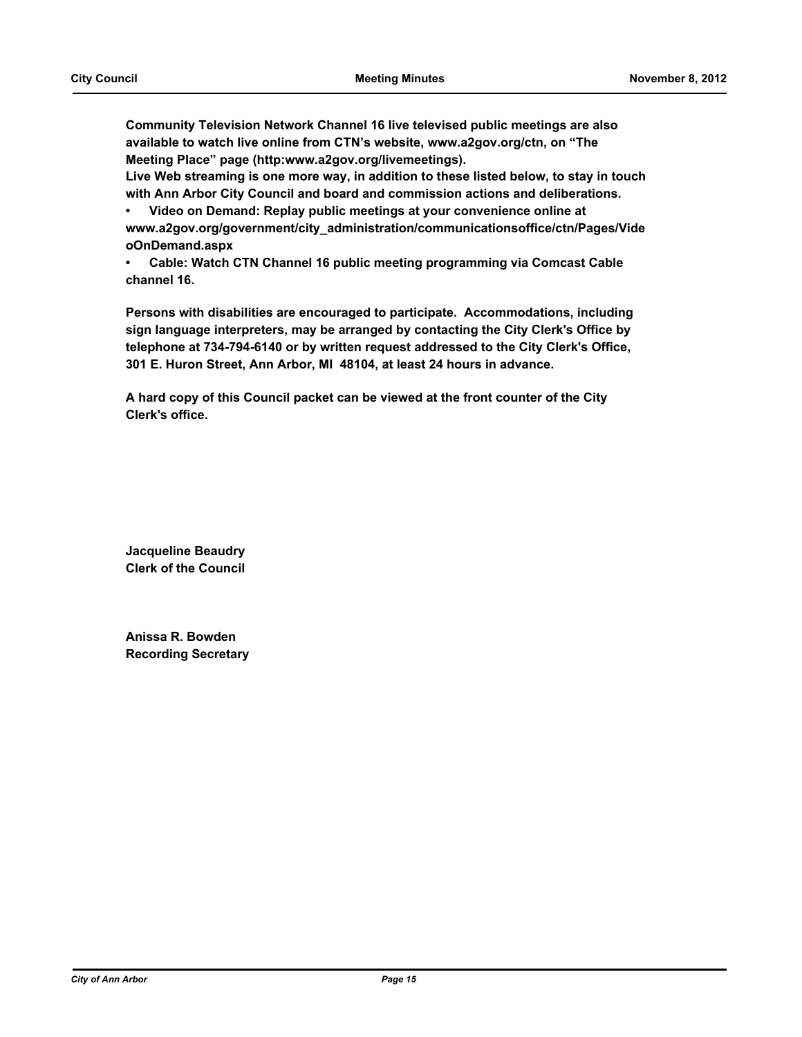**Community Television Network Channel 16 live televised public meetings are also available to watch live online from CTN's website, www.a2gov.org/ctn, on "The Meeting Place" page (http:www.a2gov.org/livemeetings).**

**Live Web streaming is one more way, in addition to these listed below, to stay in touch with Ann Arbor City Council and board and commission actions and deliberations.**

- **Video on Demand: Replay public meetings at your convenience online at www.a2gov.org/government/city_administration/communicationsoffice/ctn/Pages/VideoOnDemand.aspx**
- **Cable: Watch CTN Channel 16 public meeting programming via Comcast Cable channel 16.**

**Persons with disabilities are encouraged to participate. Accommodations, including sign language interpreters, may be arranged by contacting the City Clerk's Office by telephone at 734-794-6140 or by written request addressed to the City Clerk's Office, 301 E. Huron Street, Ann Arbor, MI 48104, at least 24 hours in advance.**

**A hard copy of this Council packet can be viewed at the front counter of the City Clerk's office.**

**Jacqueline Beaudry**
**Clerk of the Council**

**Anissa R. Bowden**
**Recording Secretary**